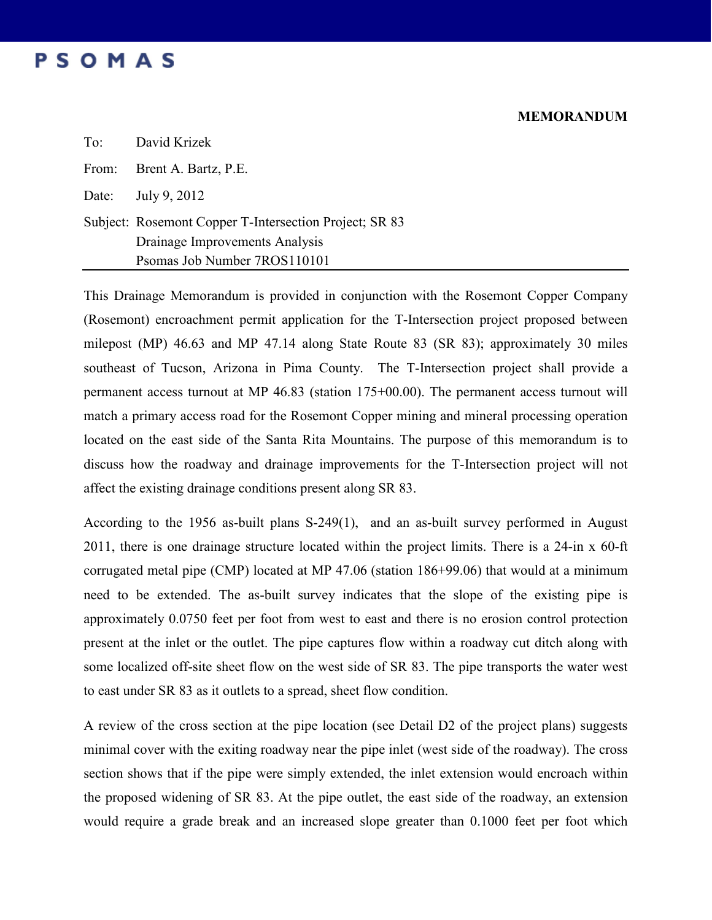PSOMAS

**MEMORANDUM**

To: David Krizek

From: Brent A. Bartz, P.E.

Date: July 9, 2012

Subject: Rosemont Copper T-Intersection Project; SR 83
Drainage Improvements Analysis
Psomas Job Number 7ROS110101

---

This Drainage Memorandum is provided in conjunction with the Rosemont Copper Company (Rosemont) encroachment permit application for the T-Intersection project proposed between milepost (MP) 46.63 and MP 47.14 along State Route 83 (SR 83); approximately 30 miles southeast of Tucson, Arizona in Pima County. The T-Intersection project shall provide a permanent access turnout at MP 46.83 (station 175+00.00). The permanent access turnout will match a primary access road for the Rosemont Copper mining and mineral processing operation located on the east side of the Santa Rita Mountains. The purpose of this memorandum is to discuss how the roadway and drainage improvements for the T-Intersection project will not affect the existing drainage conditions present along SR 83.

According to the 1956 as-built plans S-249(1), and an as-built survey performed in August 2011, there is one drainage structure located within the project limits. There is a 24-in x 60-ft corrugated metal pipe (CMP) located at MP 47.06 (station 186+99.06) that would at a minimum need to be extended. The as-built survey indicates that the slope of the existing pipe is approximately 0.0750 feet per foot from west to east and there is no erosion control protection present at the inlet or the outlet. The pipe captures flow within a roadway cut ditch along with some localized off-site sheet flow on the west side of SR 83. The pipe transports the water west to east under SR 83 as it outlets to a spread, sheet flow condition.

A review of the cross section at the pipe location (see Detail D2 of the project plans) suggests minimal cover with the exiting roadway near the pipe inlet (west side of the roadway). The cross section shows that if the pipe were simply extended, the inlet extension would encroach within the proposed widening of SR 83. At the pipe outlet, the east side of the roadway, an extension would require a grade break and an increased slope greater than 0.1000 feet per foot which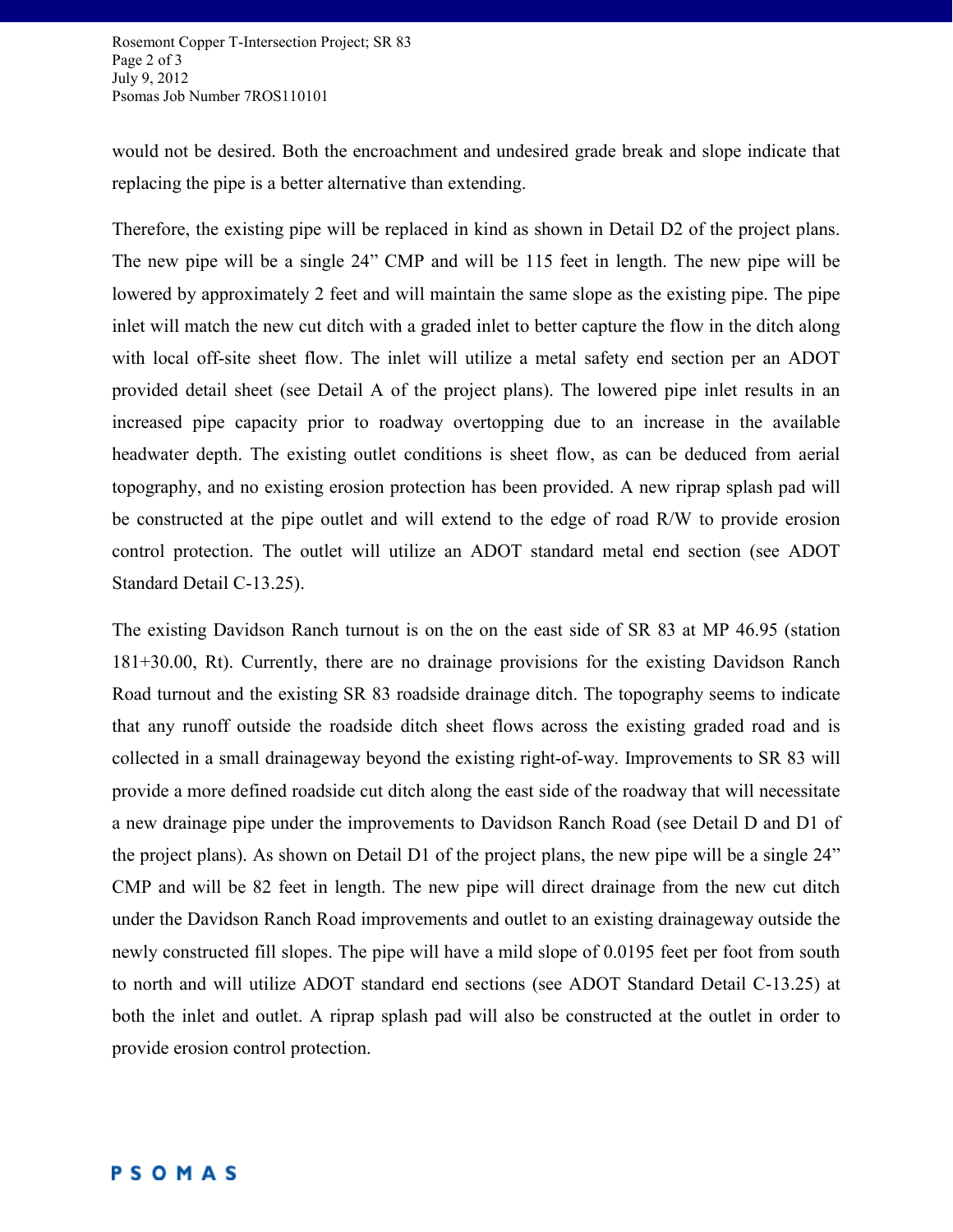would not be desired. Both the encroachment and undesired grade break and slope indicate that replacing the pipe is a better alternative than extending.

Therefore, the existing pipe will be replaced in kind as shown in Detail D2 of the project plans. The new pipe will be a single 24” CMP and will be 115 feet in length. The new pipe will be lowered by approximately 2 feet and will maintain the same slope as the existing pipe. The pipe inlet will match the new cut ditch with a graded inlet to better capture the flow in the ditch along with local off-site sheet flow. The inlet will utilize a metal safety end section per an ADOT provided detail sheet (see Detail A of the project plans). The lowered pipe inlet results in an increased pipe capacity prior to roadway overtopping due to an increase in the available headwater depth. The existing outlet conditions is sheet flow, as can be deduced from aerial topography, and no existing erosion protection has been provided. A new riprap splash pad will be constructed at the pipe outlet and will extend to the edge of road R/W to provide erosion control protection. The outlet will utilize an ADOT standard metal end section (see ADOT Standard Detail C-13.25).

The existing Davidson Ranch turnout is on the on the east side of SR 83 at MP 46.95 (station 181+30.00, Rt). Currently, there are no drainage provisions for the existing Davidson Ranch Road turnout and the existing SR 83 roadside drainage ditch. The topography seems to indicate that any runoff outside the roadside ditch sheet flows across the existing graded road and is collected in a small drainageway beyond the existing right-of-way. Improvements to SR 83 will provide a more defined roadside cut ditch along the east side of the roadway that will necessitate a new drainage pipe under the improvements to Davidson Ranch Road (see Detail D and D1 of the project plans). As shown on Detail D1 of the project plans, the new pipe will be a single 24” CMP and will be 82 feet in length. The new pipe will direct drainage from the new cut ditch under the Davidson Ranch Road improvements and outlet to an existing drainageway outside the newly constructed fill slopes. The pipe will have a mild slope of 0.0195 feet per foot from south to north and will utilize ADOT standard end sections (see ADOT Standard Detail C-13.25) at both the inlet and outlet. A riprap splash pad will also be constructed at the outlet in order to provide erosion control protection.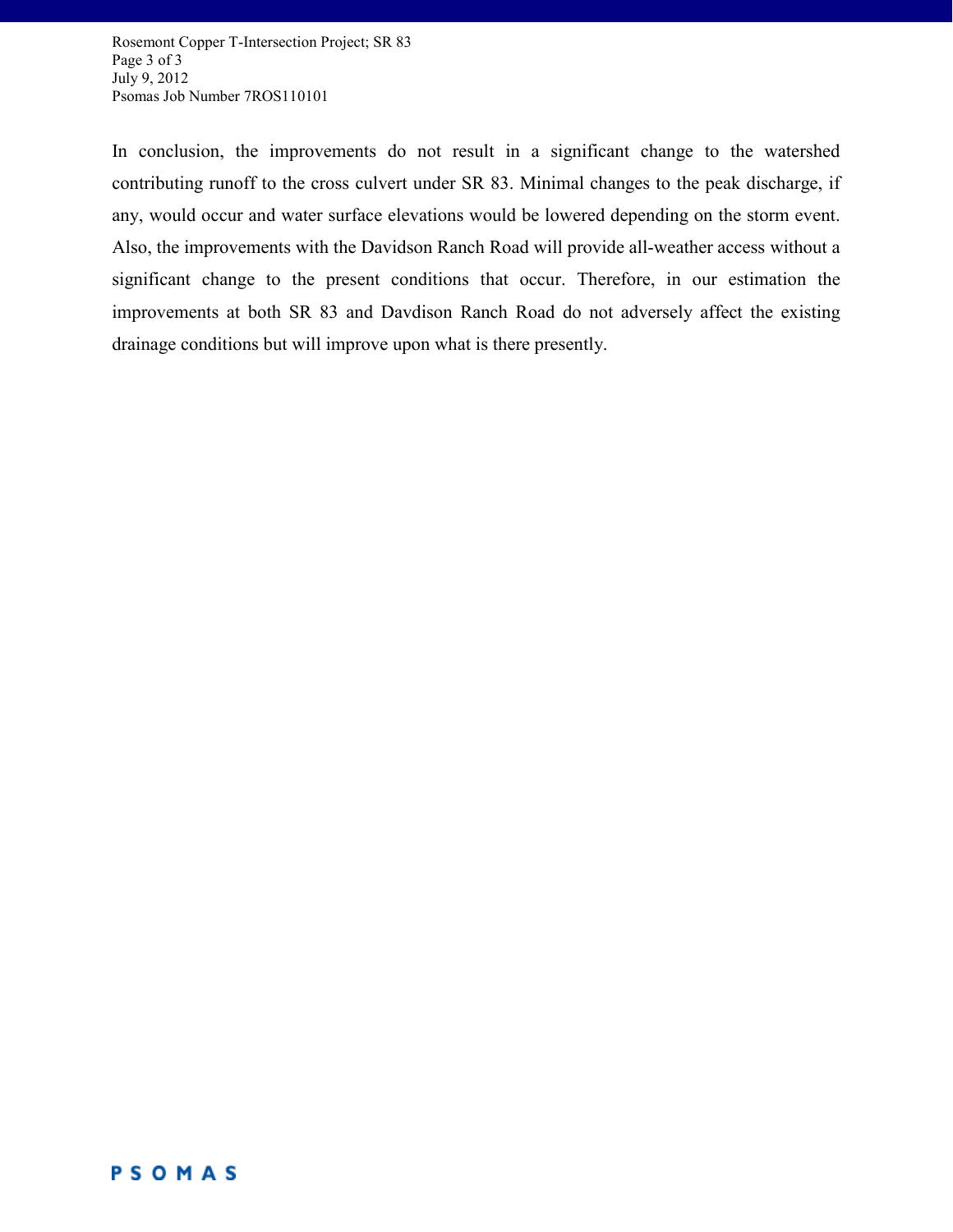In conclusion, the improvements do not result in a significant change to the watershed contributing runoff to the cross culvert under SR 83. Minimal changes to the peak discharge, if any, would occur and water surface elevations would be lowered depending on the storm event. Also, the improvements with the Davidson Ranch Road will provide all-weather access without a significant change to the present conditions that occur. Therefore, in our estimation the improvements at both SR 83 and Davdison Ranch Road do not adversely affect the existing drainage conditions but will improve upon what is there presently.